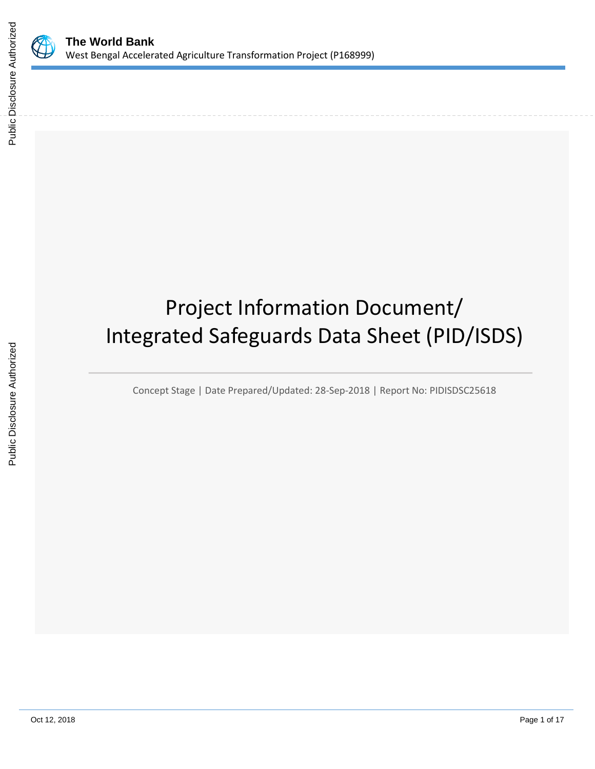**The World Bank**

West Bengal Accelerated Agriculture Transformation Project (P168999)

# Project Information Document/ Integrated Safeguards Data Sheet (PID/ISDS)

Concept Stage | Date Prepared/Updated: 28-Sep-2018 | Report No: PIDISDSC25618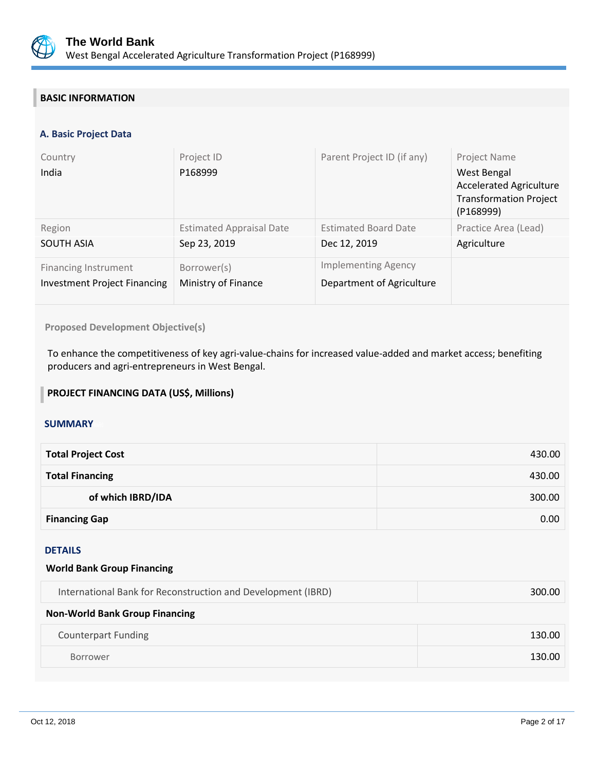## BASIC INFORMATION

### A. Basic Project Data

| Country | Project ID | Parent Project ID (if any) | Project Name |
|---|---|---|---|
| India | P168999 | | West Bengal Accelerated Agriculture Transformation Project (P168999) |
| **Region** | **Estimated Appraisal Date** | **Estimated Board Date** | **Practice Area (Lead)** |
| SOUTH ASIA | Sep 23, 2019 | Dec 12, 2019 | Agriculture |
| **Financing Instrument** | **Borrower(s)** | **Implementing Agency** | |
| Investment Project Financing | Ministry of Finance | Department of Agriculture | |

**Proposed Development Objective(s)**

To enhance the competitiveness of key agri-value-chains for increased value-added and market access; benefiting producers and agri-entrepreneurs in West Bengal.

## PROJECT FINANCING DATA (US$, Millions)

### SUMMARY

| | |
|---|---:|
| **Total Project Cost** | 430.00 |
| **Total Financing** | 430.00 |
| **of which IBRD/IDA** | 300.00 |
| **Financing Gap** | 0.00 |

### DETAILS

**World Bank Group Financing**

| | |
|---|---:|
| International Bank for Reconstruction and Development (IBRD) | 300.00 |

**Non-World Bank Group Financing**

| | |
|---|---:|
| Counterpart Funding | 130.00 |
| Borrower | 130.00 |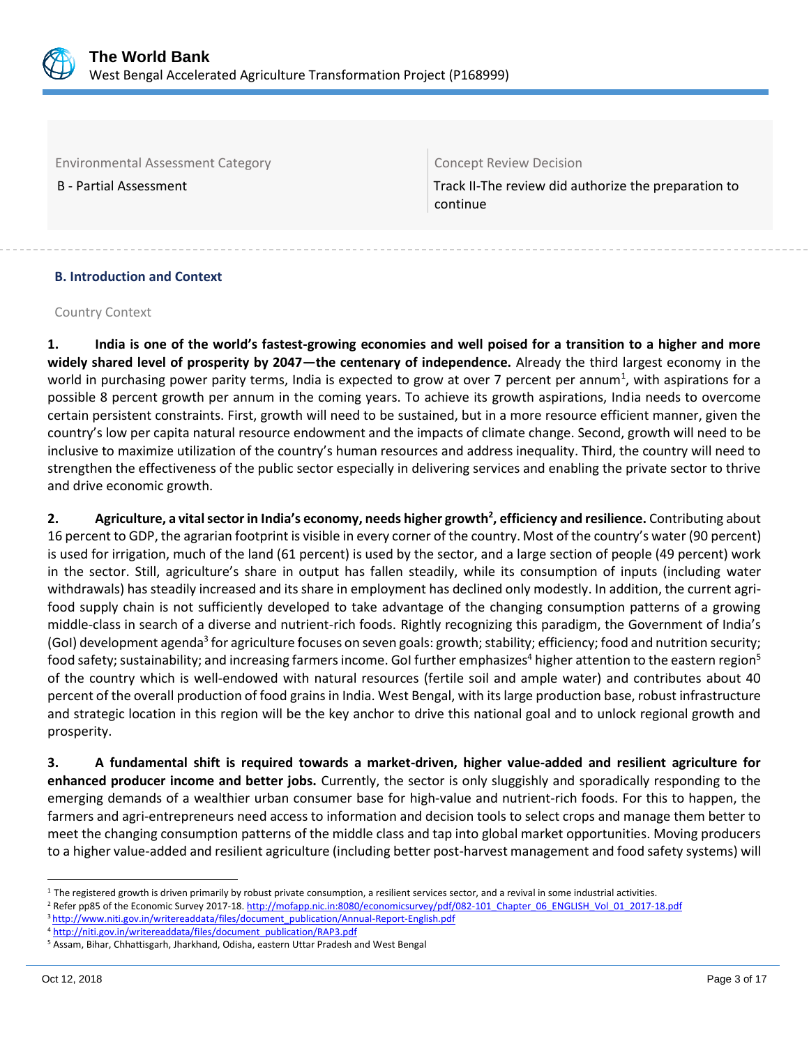| Environmental Assessment Category | Concept Review Decision |
|---|---|
| B - Partial Assessment | Track II-The review did authorize the preparation to continue |

### B. Introduction and Context

Country Context

1. **India is one of the world's fastest-growing economies and well poised for a transition to a higher and more widely shared level of prosperity by 2047—the centenary of independence.** Already the third largest economy in the world in purchasing power parity terms, India is expected to grow at over 7 percent per annum[1], with aspirations for a possible 8 percent growth per annum in the coming years. To achieve its growth aspirations, India needs to overcome certain persistent constraints. First, growth will need to be sustained, but in a more resource efficient manner, given the country's low per capita natural resource endowment and the impacts of climate change. Second, growth will need to be inclusive to maximize utilization of the country's human resources and address inequality. Third, the country will need to strengthen the effectiveness of the public sector especially in delivering services and enabling the private sector to thrive and drive economic growth.

2. **Agriculture, a vital sector in India's economy, needs higher growth[2], efficiency and resilience.** Contributing about 16 percent to GDP, the agrarian footprint is visible in every corner of the country. Most of the country's water (90 percent) is used for irrigation, much of the land (61 percent) is used by the sector, and a large section of people (49 percent) work in the sector. Still, agriculture's share in output has fallen steadily, while its consumption of inputs (including water withdrawals) has steadily increased and its share in employment has declined only modestly. In addition, the current agri-food supply chain is not sufficiently developed to take advantage of the changing consumption patterns of a growing middle-class in search of a diverse and nutrient-rich foods. Rightly recognizing this paradigm, the Government of India's (GoI) development agenda[3] for agriculture focuses on seven goals: growth; stability; efficiency; food and nutrition security; food safety; sustainability; and increasing farmers income. GoI further emphasizes[4] higher attention to the eastern region[5] of the country which is well-endowed with natural resources (fertile soil and ample water) and contributes about 40 percent of the overall production of food grains in India. West Bengal, with its large production base, robust infrastructure and strategic location in this region will be the key anchor to drive this national goal and to unlock regional growth and prosperity.

3. **A fundamental shift is required towards a market-driven, higher value-added and resilient agriculture for enhanced producer income and better jobs.** Currently, the sector is only sluggishly and sporadically responding to the emerging demands of a wealthier urban consumer base for high-value and nutrient-rich foods. For this to happen, the farmers and agri-entrepreneurs need access to information and decision tools to select crops and manage them better to meet the changing consumption patterns of the middle class and tap into global market opportunities. Moving producers to a higher value-added and resilient agriculture (including better post-harvest management and food safety systems) will

---

[1] The registered growth is driven primarily by robust private consumption, a resilient services sector, and a revival in some industrial activities.

[2] Refer pp85 of the Economic Survey 2017-18. http://mofapp.nic.in:8080/economicsurvey/pdf/082-101_Chapter_06_ENGLISH_Vol_01_2017-18.pdf

[3] http://www.niti.gov.in/writereaddata/files/document_publication/Annual-Report-English.pdf

[4] http://niti.gov.in/writereaddata/files/document_publication/RAP3.pdf

[5] Assam, Bihar, Chhattisgarh, Jharkhand, Odisha, eastern Uttar Pradesh and West Bengal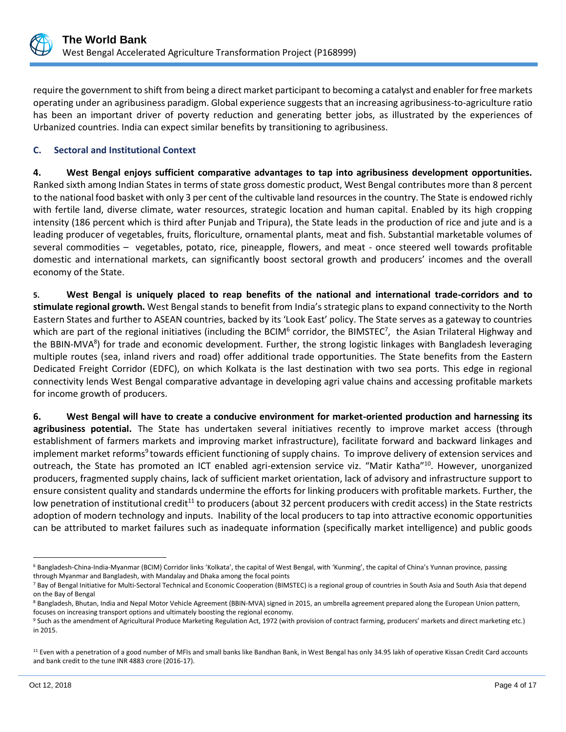require the government to shift from being a direct market participant to becoming a catalyst and enabler for free markets operating under an agribusiness paradigm. Global experience suggests that an increasing agribusiness-to-agriculture ratio has been an important driver of poverty reduction and generating better jobs, as illustrated by the experiences of Urbanized countries. India can expect similar benefits by transitioning to agribusiness.

### C. Sectoral and Institutional Context

**4. West Bengal enjoys sufficient comparative advantages to tap into agribusiness development opportunities.** Ranked sixth among Indian States in terms of state gross domestic product, West Bengal contributes more than 8 percent to the national food basket with only 3 per cent of the cultivable land resources in the country. The State is endowed richly with fertile land, diverse climate, water resources, strategic location and human capital. Enabled by its high cropping intensity (186 percent which is third after Punjab and Tripura), the State leads in the production of rice and jute and is a leading producer of vegetables, fruits, floriculture, ornamental plants, meat and fish. Substantial marketable volumes of several commodities – vegetables, potato, rice, pineapple, flowers, and meat - once steered well towards profitable domestic and international markets, can significantly boost sectoral growth and producers' incomes and the overall economy of the State.

**5. West Bengal is uniquely placed to reap benefits of the national and international trade-corridors and to stimulate regional growth.** West Bengal stands to benefit from India's strategic plans to expand connectivity to the North Eastern States and further to ASEAN countries, backed by its 'Look East' policy. The State serves as a gateway to countries which are part of the regional initiatives (including the BCIM[6] corridor, the BIMSTEC[7], the Asian Trilateral Highway and the BBIN-MVA[8]) for trade and economic development. Further, the strong logistic linkages with Bangladesh leveraging multiple routes (sea, inland rivers and road) offer additional trade opportunities. The State benefits from the Eastern Dedicated Freight Corridor (EDFC), on which Kolkata is the last destination with two sea ports. This edge in regional connectivity lends West Bengal comparative advantage in developing agri value chains and accessing profitable markets for income growth of producers.

**6. West Bengal will have to create a conducive environment for market-oriented production and harnessing its agribusiness potential.** The State has undertaken several initiatives recently to improve market access (through establishment of farmers markets and improving market infrastructure), facilitate forward and backward linkages and implement market reforms[9] towards efficient functioning of supply chains. To improve delivery of extension services and outreach, the State has promoted an ICT enabled agri-extension service viz. "Matir Katha"[10]. However, unorganized producers, fragmented supply chains, lack of sufficient market orientation, lack of advisory and infrastructure support to ensure consistent quality and standards undermine the efforts for linking producers with profitable markets. Further, the low penetration of institutional credit[11] to producers (about 32 percent producers with credit access) in the State restricts adoption of modern technology and inputs. Inability of the local producers to tap into attractive economic opportunities can be attributed to market failures such as inadequate information (specifically market intelligence) and public goods

---

[6] Bangladesh-China-India-Myanmar (BCIM) Corridor links 'Kolkata', the capital of West Bengal, with 'Kunming', the capital of China's Yunnan province, passing through Myanmar and Bangladesh, with Mandalay and Dhaka among the focal points

[7] Bay of Bengal Initiative for Multi-Sectoral Technical and Economic Cooperation (BIMSTEC) is a regional group of countries in South Asia and South Asia that depend on the Bay of Bengal

[8] Bangladesh, Bhutan, India and Nepal Motor Vehicle Agreement (BBIN-MVA) signed in 2015, an umbrella agreement prepared along the European Union pattern, focuses on increasing transport options and ultimately boosting the regional economy.

[9] Such as the amendment of Agricultural Produce Marketing Regulation Act, 1972 (with provision of contract farming, producers' markets and direct marketing etc.) in 2015.

[11] Even with a penetration of a good number of MFIs and small banks like Bandhan Bank, in West Bengal has only 34.95 lakh of operative Kissan Credit Card accounts and bank credit to the tune INR 4883 crore (2016-17).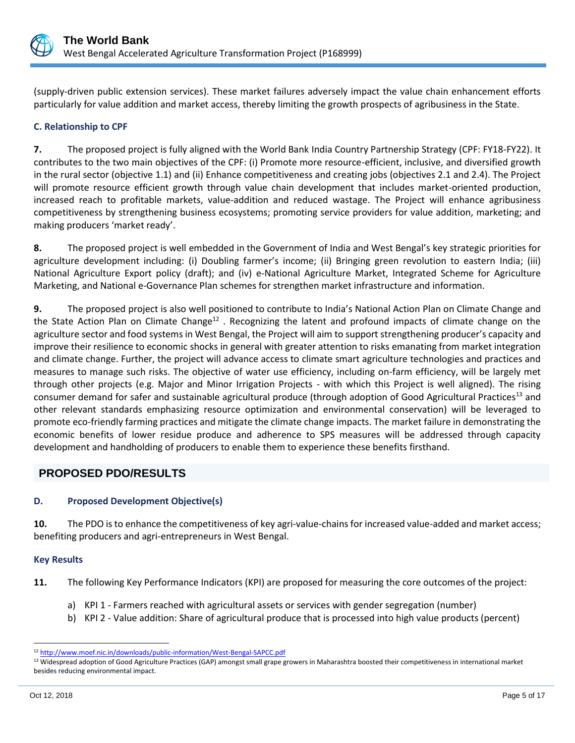(supply-driven public extension services). These market failures adversely impact the value chain enhancement efforts particularly for value addition and market access, thereby limiting the growth prospects of agribusiness in the State.

### C. Relationship to CPF

**7.** The proposed project is fully aligned with the World Bank India Country Partnership Strategy (CPF: FY18-FY22). It contributes to the two main objectives of the CPF: (i) Promote more resource-efficient, inclusive, and diversified growth in the rural sector (objective 1.1) and (ii) Enhance competitiveness and creating jobs (objectives 2.1 and 2.4). The Project will promote resource efficient growth through value chain development that includes market-oriented production, increased reach to profitable markets, value-addition and reduced wastage. The Project will enhance agribusiness competitiveness by strengthening business ecosystems; promoting service providers for value addition, marketing; and making producers 'market ready'.

**8.** The proposed project is well embedded in the Government of India and West Bengal's key strategic priorities for agriculture development including: (i) Doubling farmer's income; (ii) Bringing green revolution to eastern India; (iii) National Agriculture Export policy (draft); and (iv) e-National Agriculture Market, Integrated Scheme for Agriculture Marketing, and National e-Governance Plan schemes for strengthen market infrastructure and information.

**9.** The proposed project is also well positioned to contribute to India's National Action Plan on Climate Change and the State Action Plan on Climate Change[12] . Recognizing the latent and profound impacts of climate change on the agriculture sector and food systems in West Bengal, the Project will aim to support strengthening producer's capacity and improve their resilience to economic shocks in general with greater attention to risks emanating from market integration and climate change. Further, the project will advance access to climate smart agriculture technologies and practices and measures to manage such risks. The objective of water use efficiency, including on-farm efficiency, will be largely met through other projects (e.g. Major and Minor Irrigation Projects - with which this Project is well aligned). The rising consumer demand for safer and sustainable agricultural produce (through adoption of Good Agricultural Practices[13] and other relevant standards emphasizing resource optimization and environmental conservation) will be leveraged to promote eco-friendly farming practices and mitigate the climate change impacts. The market failure in demonstrating the economic benefits of lower residue produce and adherence to SPS measures will be addressed through capacity development and handholding of producers to enable them to experience these benefits firsthand.

## PROPOSED PDO/RESULTS

### D. Proposed Development Objective(s)

**10.** The PDO is to enhance the competitiveness of key agri-value-chains for increased value-added and market access; benefiting producers and agri-entrepreneurs in West Bengal.

#### Key Results

**11.** The following Key Performance Indicators (KPI) are proposed for measuring the core outcomes of the project:

a) KPI 1 - Farmers reached with agricultural assets or services with gender segregation (number)
b) KPI 2 - Value addition: Share of agricultural produce that is processed into high value products (percent)

---

[12] http://www.moef.nic.in/downloads/public-information/West-Bengal-SAPCC.pdf

[13] Widespread adoption of Good Agriculture Practices (GAP) amongst small grape growers in Maharashtra boosted their competitiveness in international market besides reducing environmental impact.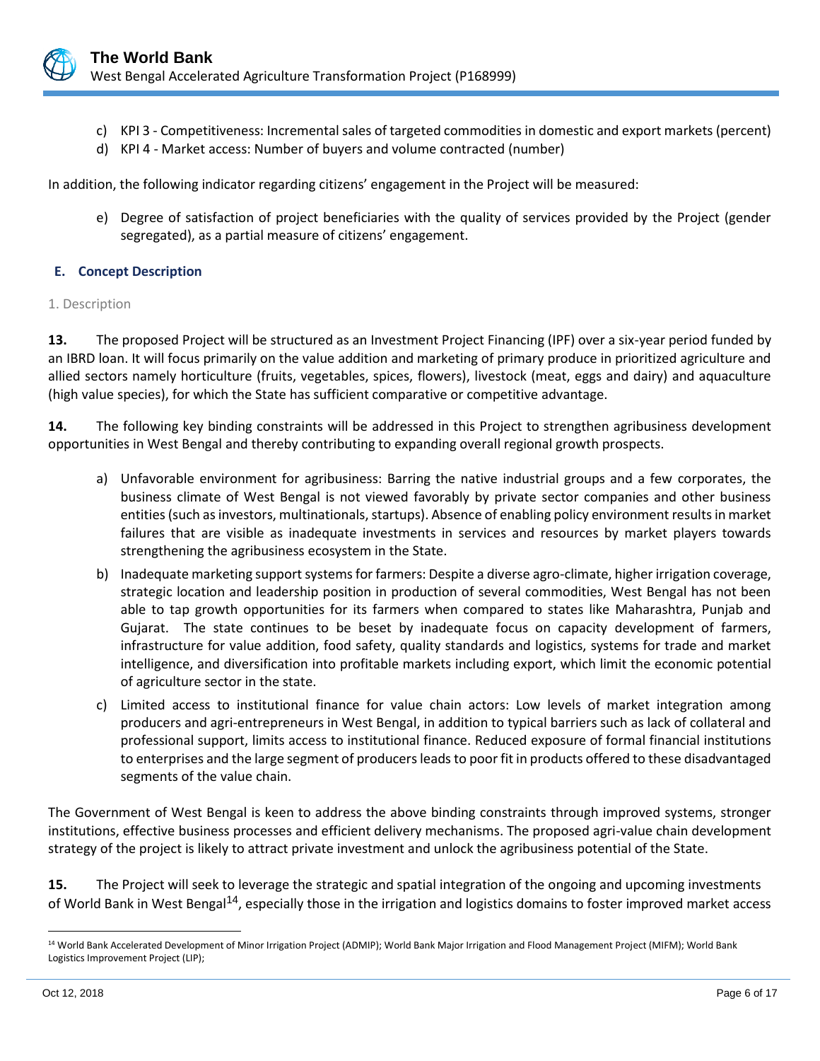c) KPI 3 - Competitiveness: Incremental sales of targeted commodities in domestic and export markets (percent)
d) KPI 4 - Market access: Number of buyers and volume contracted (number)

In addition, the following indicator regarding citizens' engagement in the Project will be measured:

e) Degree of satisfaction of project beneficiaries with the quality of services provided by the Project (gender segregated), as a partial measure of citizens' engagement.

### E. Concept Description

1. Description

**13.** The proposed Project will be structured as an Investment Project Financing (IPF) over a six-year period funded by an IBRD loan. It will focus primarily on the value addition and marketing of primary produce in prioritized agriculture and allied sectors namely horticulture (fruits, vegetables, spices, flowers), livestock (meat, eggs and dairy) and aquaculture (high value species), for which the State has sufficient comparative or competitive advantage.

**14.** The following key binding constraints will be addressed in this Project to strengthen agribusiness development opportunities in West Bengal and thereby contributing to expanding overall regional growth prospects.

a) Unfavorable environment for agribusiness: Barring the native industrial groups and a few corporates, the business climate of West Bengal is not viewed favorably by private sector companies and other business entities (such as investors, multinationals, startups). Absence of enabling policy environment results in market failures that are visible as inadequate investments in services and resources by market players towards strengthening the agribusiness ecosystem in the State.
b) Inadequate marketing support systems for farmers: Despite a diverse agro-climate, higher irrigation coverage, strategic location and leadership position in production of several commodities, West Bengal has not been able to tap growth opportunities for its farmers when compared to states like Maharashtra, Punjab and Gujarat. The state continues to be beset by inadequate focus on capacity development of farmers, infrastructure for value addition, food safety, quality standards and logistics, systems for trade and market intelligence, and diversification into profitable markets including export, which limit the economic potential of agriculture sector in the state.
c) Limited access to institutional finance for value chain actors: Low levels of market integration among producers and agri-entrepreneurs in West Bengal, in addition to typical barriers such as lack of collateral and professional support, limits access to institutional finance. Reduced exposure of formal financial institutions to enterprises and the large segment of producers leads to poor fit in products offered to these disadvantaged segments of the value chain.

The Government of West Bengal is keen to address the above binding constraints through improved systems, stronger institutions, effective business processes and efficient delivery mechanisms. The proposed agri-value chain development strategy of the project is likely to attract private investment and unlock the agribusiness potential of the State.

**15.** The Project will seek to leverage the strategic and spatial integration of the ongoing and upcoming investments of World Bank in West Bengal[14], especially those in the irrigation and logistics domains to foster improved market access

[14] World Bank Accelerated Development of Minor Irrigation Project (ADMIP); World Bank Major Irrigation and Flood Management Project (MIFM); World Bank Logistics Improvement Project (LIP);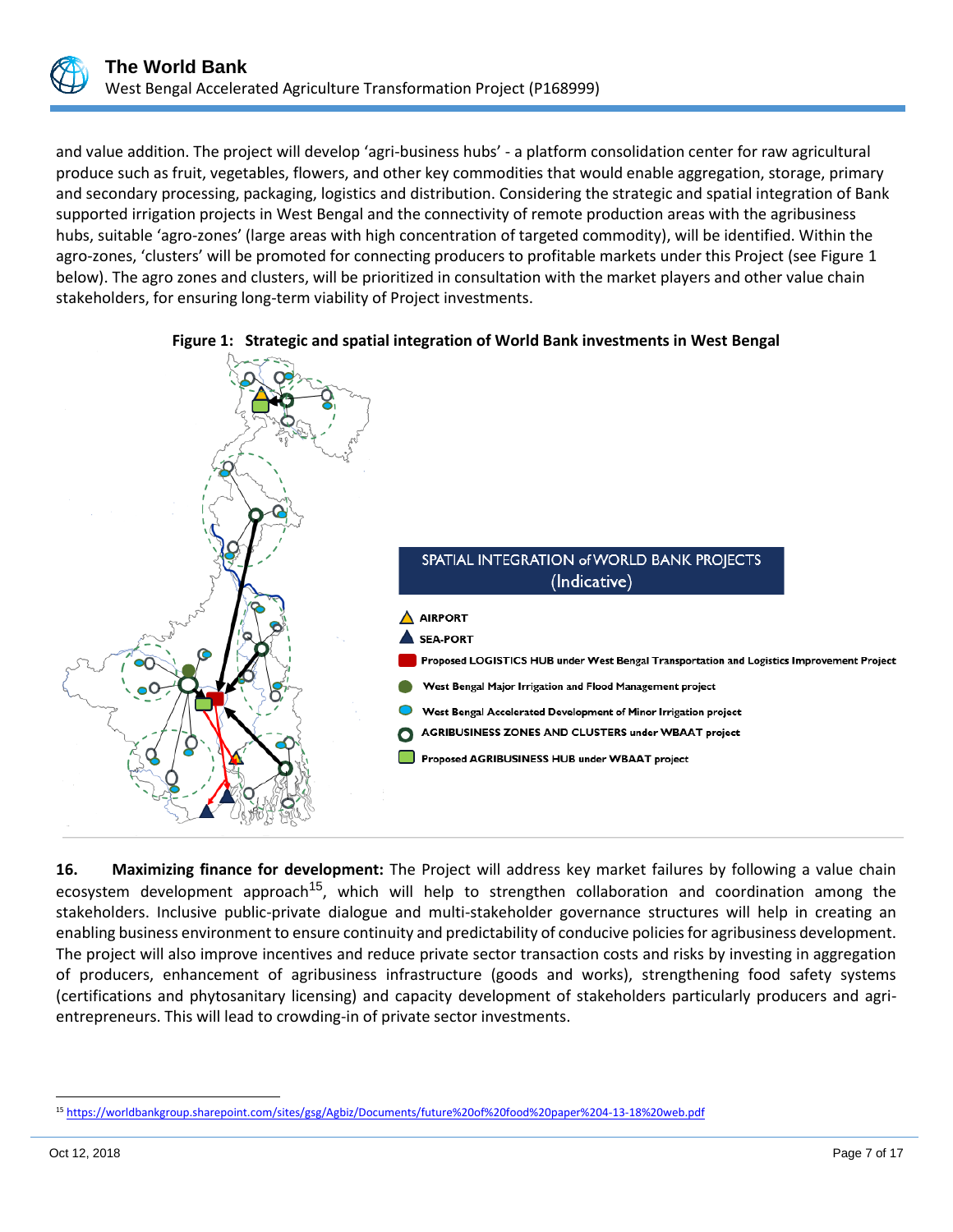and value addition. The project will develop 'agri-business hubs' - a platform consolidation center for raw agricultural produce such as fruit, vegetables, flowers, and other key commodities that would enable aggregation, storage, primary and secondary processing, packaging, logistics and distribution. Considering the strategic and spatial integration of Bank supported irrigation projects in West Bengal and the connectivity of remote production areas with the agribusiness hubs, suitable 'agro-zones' (large areas with high concentration of targeted commodity), will be identified. Within the agro-zones, 'clusters' will be promoted for connecting producers to profitable markets under this Project (see Figure 1 below). The agro zones and clusters, will be prioritized in consultation with the market players and other value chain stakeholders, for ensuring long-term viability of Project investments.

**Figure 1: Strategic and spatial integration of World Bank investments in West Bengal**

SPATIAL INTEGRATION of WORLD BANK PROJECTS (Indicative)

- AIRPORT
- SEA-PORT
- Proposed LOGISTICS HUB under West Bengal Transportation and Logistics Improvement Project
- West Bengal Major Irrigation and Flood Management project
- West Bengal Accelerated Development of Minor Irrigation project
- AGRIBUSINESS ZONES AND CLUSTERS under WBAAT project
- Proposed AGRIBUSINESS HUB under WBAAT project

**16. Maximizing finance for development:** The Project will address key market failures by following a value chain ecosystem development approach[15], which will help to strengthen collaboration and coordination among the stakeholders. Inclusive public-private dialogue and multi-stakeholder governance structures will help in creating an enabling business environment to ensure continuity and predictability of conducive policies for agribusiness development. The project will also improve incentives and reduce private sector transaction costs and risks by investing in aggregation of producers, enhancement of agribusiness infrastructure (goods and works), strengthening food safety systems (certifications and phytosanitary licensing) and capacity development of stakeholders particularly producers and agri-entrepreneurs. This will lead to crowding-in of private sector investments.

[15] https://worldbankgroup.sharepoint.com/sites/gsg/Agbiz/Documents/future%20of%20food%20paper%204-13-18%20web.pdf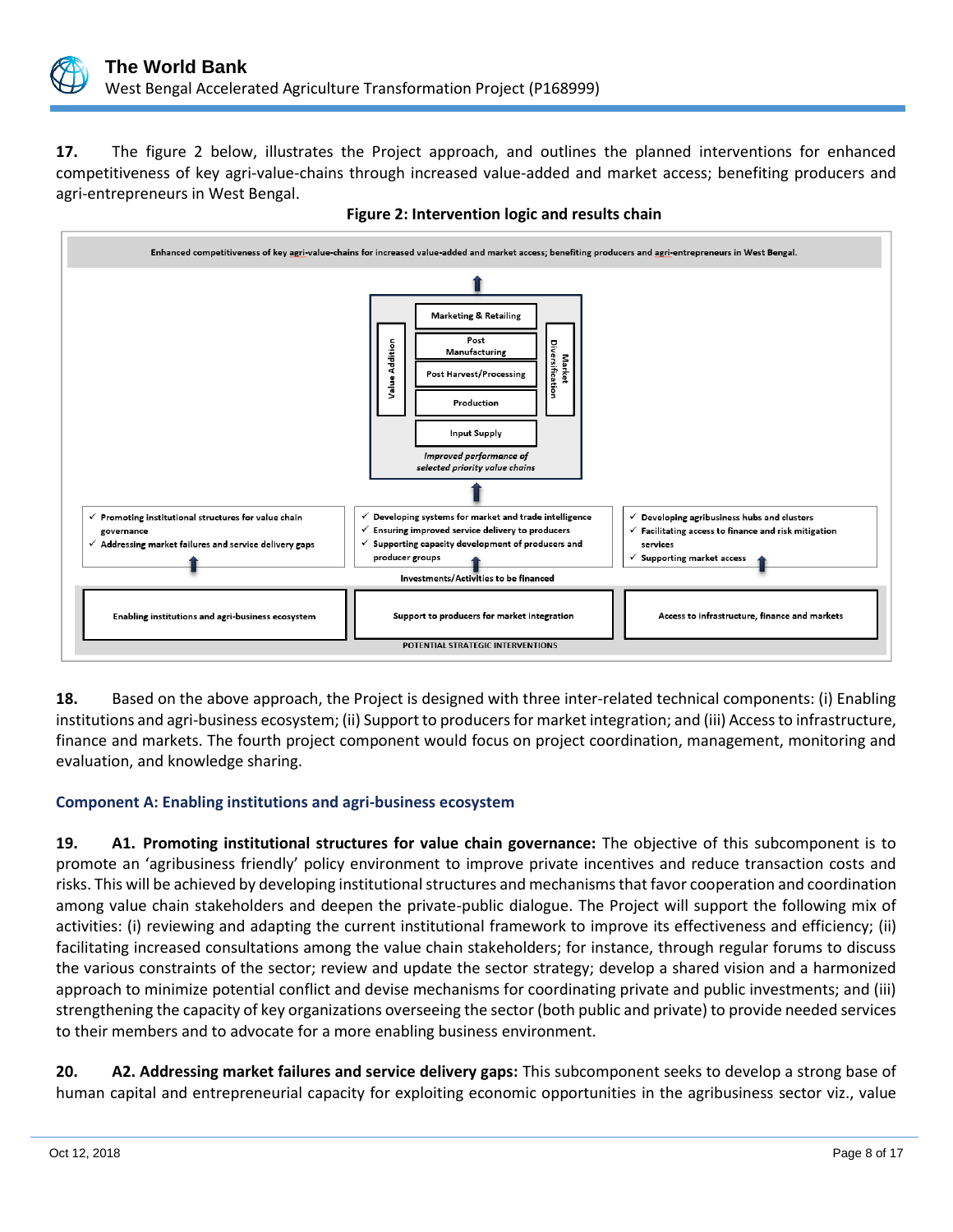**17.** The figure 2 below, illustrates the Project approach, and outlines the planned interventions for enhanced competitiveness of key agri-value-chains through increased value-added and market access; benefiting producers and agri-entrepreneurs in West Bengal.

**Figure 2: Intervention logic and results chain**

Enhanced competitiveness of key agri-value-chains for increased value-added and market access; benefiting producers and agri-entrepreneurs in West Bengal.

Value Addition | Market Diversification

- Marketing & Retailing
- Post Manufacturing
- Post Harvest/Processing
- Production
- Input Supply

*Improved performance of selected priority value chains*

| Enabling institutions and agri-business ecosystem | Support to producers for market integration | Access to infrastructure, finance and markets |
|---|---|---|
| ✓ Promoting institutional structures for value chain governance<br>✓ Addressing market failures and service delivery gaps | ✓ Developing systems for market and trade intelligence<br>✓ Ensuring improved service delivery to producers<br>✓ Supporting capacity development of producers and producer groups | ✓ Developing agribusiness hubs and clusters<br>✓ Facilitating access to finance and risk mitigation services<br>✓ Supporting market access |

Investments/Activities to be financed

POTENTIAL STRATEGIC INTERVENTIONS

**18.** Based on the above approach, the Project is designed with three inter-related technical components: (i) Enabling institutions and agri-business ecosystem; (ii) Support to producers for market integration; and (iii) Access to infrastructure, finance and markets. The fourth project component would focus on project coordination, management, monitoring and evaluation, and knowledge sharing.

### Component A: Enabling institutions and agri-business ecosystem

**19. A1. Promoting institutional structures for value chain governance:** The objective of this subcomponent is to promote an 'agribusiness friendly' policy environment to improve private incentives and reduce transaction costs and risks. This will be achieved by developing institutional structures and mechanisms that favor cooperation and coordination among value chain stakeholders and deepen the private-public dialogue. The Project will support the following mix of activities: (i) reviewing and adapting the current institutional framework to improve its effectiveness and efficiency; (ii) facilitating increased consultations among the value chain stakeholders; for instance, through regular forums to discuss the various constraints of the sector; review and update the sector strategy; develop a shared vision and a harmonized approach to minimize potential conflict and devise mechanisms for coordinating private and public investments; and (iii) strengthening the capacity of key organizations overseeing the sector (both public and private) to provide needed services to their members and to advocate for a more enabling business environment.

**20. A2. Addressing market failures and service delivery gaps:** This subcomponent seeks to develop a strong base of human capital and entrepreneurial capacity for exploiting economic opportunities in the agribusiness sector viz., value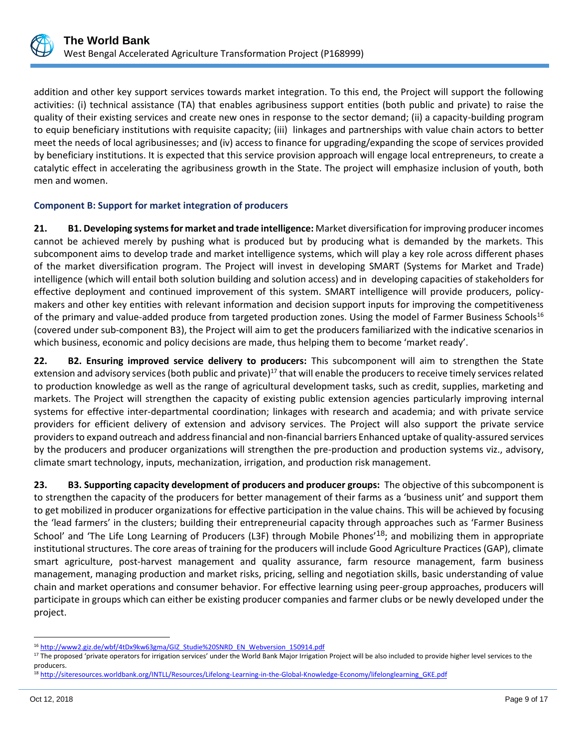addition and other key support services towards market integration. To this end, the Project will support the following activities: (i) technical assistance (TA) that enables agribusiness support entities (both public and private) to raise the quality of their existing services and create new ones in response to the sector demand; (ii) a capacity-building program to equip beneficiary institutions with requisite capacity; (iii) linkages and partnerships with value chain actors to better meet the needs of local agribusinesses; and (iv) access to finance for upgrading/expanding the scope of services provided by beneficiary institutions. It is expected that this service provision approach will engage local entrepreneurs, to create a catalytic effect in accelerating the agribusiness growth in the State. The project will emphasize inclusion of youth, both men and women.

### Component B: Support for market integration of producers

**21. B1. Developing systems for market and trade intelligence:** Market diversification for improving producer incomes cannot be achieved merely by pushing what is produced but by producing what is demanded by the markets. This subcomponent aims to develop trade and market intelligence systems, which will play a key role across different phases of the market diversification program. The Project will invest in developing SMART (Systems for Market and Trade) intelligence (which will entail both solution building and solution access) and in developing capacities of stakeholders for effective deployment and continued improvement of this system. SMART intelligence will provide producers, policy-makers and other key entities with relevant information and decision support inputs for improving the competitiveness of the primary and value-added produce from targeted production zones. Using the model of Farmer Business Schools[16] (covered under sub-component B3), the Project will aim to get the producers familiarized with the indicative scenarios in which business, economic and policy decisions are made, thus helping them to become 'market ready'.

**22. B2. Ensuring improved service delivery to producers:** This subcomponent will aim to strengthen the State extension and advisory services (both public and private)[17] that will enable the producers to receive timely services related to production knowledge as well as the range of agricultural development tasks, such as credit, supplies, marketing and markets. The Project will strengthen the capacity of existing public extension agencies particularly improving internal systems for effective inter-departmental coordination; linkages with research and academia; and with private service providers for efficient delivery of extension and advisory services. The Project will also support the private service providers to expand outreach and address financial and non-financial barriers Enhanced uptake of quality-assured services by the producers and producer organizations will strengthen the pre-production and production systems viz., advisory, climate smart technology, inputs, mechanization, irrigation, and production risk management.

**23. B3. Supporting capacity development of producers and producer groups:** The objective of this subcomponent is to strengthen the capacity of the producers for better management of their farms as a 'business unit' and support them to get mobilized in producer organizations for effective participation in the value chains. This will be achieved by focusing the 'lead farmers' in the clusters; building their entrepreneurial capacity through approaches such as 'Farmer Business School' and 'The Life Long Learning of Producers (L3F) through Mobile Phones'[18]; and mobilizing them in appropriate institutional structures. The core areas of training for the producers will include Good Agriculture Practices (GAP), climate smart agriculture, post-harvest management and quality assurance, farm resource management, farm business management, managing production and market risks, pricing, selling and negotiation skills, basic understanding of value chain and market operations and consumer behavior. For effective learning using peer-group approaches, producers will participate in groups which can either be existing producer companies and farmer clubs or be newly developed under the project.

---

[16] http://www2.giz.de/wbf/4tDx9kw63gma/GIZ_Studie%20SNRD_EN_Webversion_150914.pdf

[17] The proposed 'private operators for irrigation services' under the World Bank Major Irrigation Project will be also included to provide higher level services to the producers.

[18] http://siteresources.worldbank.org/INTLL/Resources/Lifelong-Learning-in-the-Global-Knowledge-Economy/lifelonglearning_GKE.pdf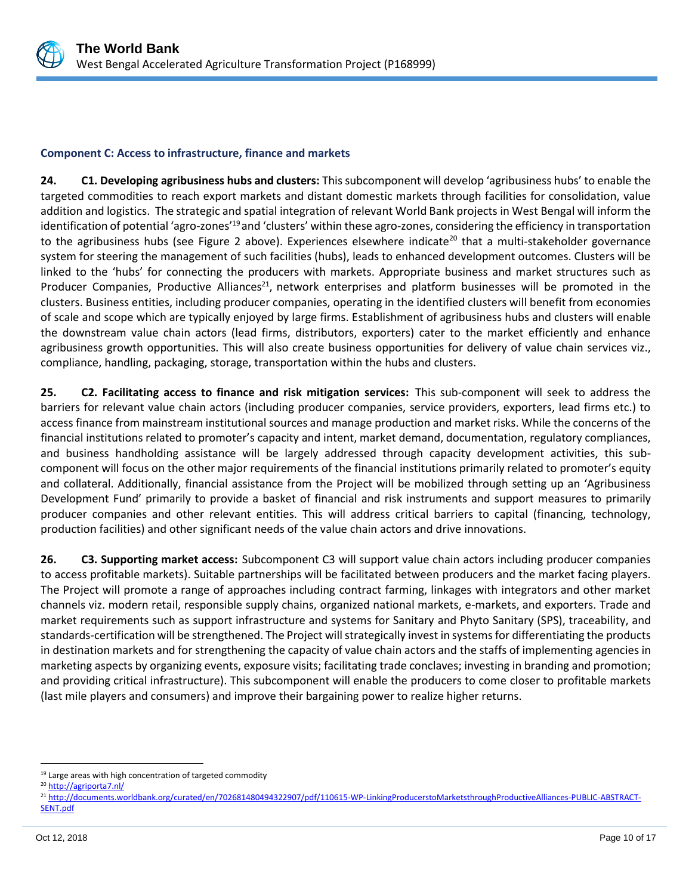### Component C: Access to infrastructure, finance and markets

**24. C1. Developing agribusiness hubs and clusters:** This subcomponent will develop 'agribusiness hubs' to enable the targeted commodities to reach export markets and distant domestic markets through facilities for consolidation, value addition and logistics. The strategic and spatial integration of relevant World Bank projects in West Bengal will inform the identification of potential 'agro-zones'[19] and 'clusters' within these agro-zones, considering the efficiency in transportation to the agribusiness hubs (see Figure 2 above). Experiences elsewhere indicate[20] that a multi-stakeholder governance system for steering the management of such facilities (hubs), leads to enhanced development outcomes. Clusters will be linked to the 'hubs' for connecting the producers with markets. Appropriate business and market structures such as Producer Companies, Productive Alliances[21], network enterprises and platform businesses will be promoted in the clusters. Business entities, including producer companies, operating in the identified clusters will benefit from economies of scale and scope which are typically enjoyed by large firms. Establishment of agribusiness hubs and clusters will enable the downstream value chain actors (lead firms, distributors, exporters) cater to the market efficiently and enhance agribusiness growth opportunities. This will also create business opportunities for delivery of value chain services viz., compliance, handling, packaging, storage, transportation within the hubs and clusters.

**25. C2. Facilitating access to finance and risk mitigation services:** This sub-component will seek to address the barriers for relevant value chain actors (including producer companies, service providers, exporters, lead firms etc.) to access finance from mainstream institutional sources and manage production and market risks. While the concerns of the financial institutions related to promoter's capacity and intent, market demand, documentation, regulatory compliances, and business handholding assistance will be largely addressed through capacity development activities, this sub-component will focus on the other major requirements of the financial institutions primarily related to promoter's equity and collateral. Additionally, financial assistance from the Project will be mobilized through setting up an 'Agribusiness Development Fund' primarily to provide a basket of financial and risk instruments and support measures to primarily producer companies and other relevant entities. This will address critical barriers to capital (financing, technology, production facilities) and other significant needs of the value chain actors and drive innovations.

**26. C3. Supporting market access:** Subcomponent C3 will support value chain actors including producer companies to access profitable markets). Suitable partnerships will be facilitated between producers and the market facing players. The Project will promote a range of approaches including contract farming, linkages with integrators and other market channels viz. modern retail, responsible supply chains, organized national markets, e-markets, and exporters. Trade and market requirements such as support infrastructure and systems for Sanitary and Phyto Sanitary (SPS), traceability, and standards-certification will be strengthened. The Project will strategically invest in systems for differentiating the products in destination markets and for strengthening the capacity of value chain actors and the staffs of implementing agencies in marketing aspects by organizing events, exposure visits; facilitating trade conclaves; investing in branding and promotion; and providing critical infrastructure). This subcomponent will enable the producers to come closer to profitable markets (last mile players and consumers) and improve their bargaining power to realize higher returns.

---

[19] Large areas with high concentration of targeted commodity

[20] http://agriporta7.nl/

[21] http://documents.worldbank.org/curated/en/702681480494322907/pdf/110615-WP-LinkingProducerstoMarketsthroughProductiveAlliances-PUBLIC-ABSTRACT-SENT.pdf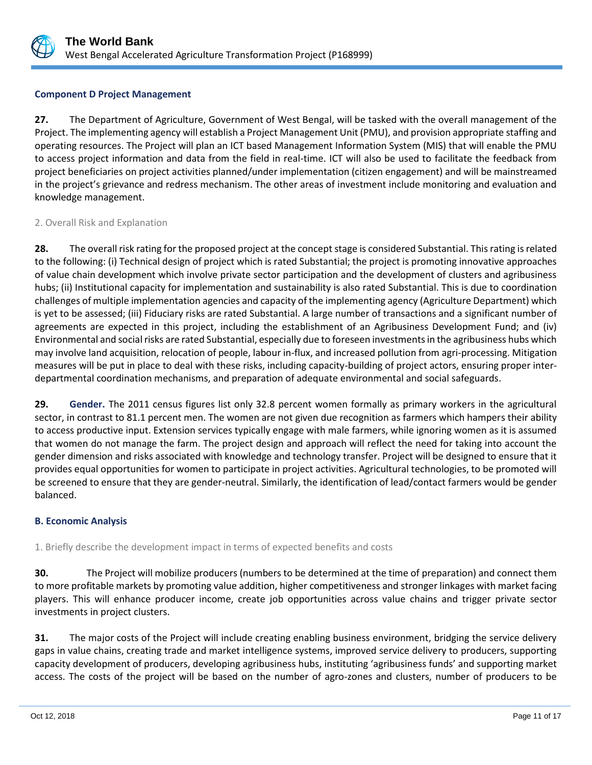### Component D Project Management

**27.** The Department of Agriculture, Government of West Bengal, will be tasked with the overall management of the Project. The implementing agency will establish a Project Management Unit (PMU), and provision appropriate staffing and operating resources. The Project will plan an ICT based Management Information System (MIS) that will enable the PMU to access project information and data from the field in real-time. ICT will also be used to facilitate the feedback from project beneficiaries on project activities planned/under implementation (citizen engagement) and will be mainstreamed in the project's grievance and redress mechanism. The other areas of investment include monitoring and evaluation and knowledge management.

#### 2. Overall Risk and Explanation

**28.** The overall risk rating for the proposed project at the concept stage is considered Substantial. This rating is related to the following: (i) Technical design of project which is rated Substantial; the project is promoting innovative approaches of value chain development which involve private sector participation and the development of clusters and agribusiness hubs; (ii) Institutional capacity for implementation and sustainability is also rated Substantial. This is due to coordination challenges of multiple implementation agencies and capacity of the implementing agency (Agriculture Department) which is yet to be assessed; (iii) Fiduciary risks are rated Substantial. A large number of transactions and a significant number of agreements are expected in this project, including the establishment of an Agribusiness Development Fund; and (iv) Environmental and social risks are rated Substantial, especially due to foreseen investments in the agribusiness hubs which may involve land acquisition, relocation of people, labour in-flux, and increased pollution from agri-processing. Mitigation measures will be put in place to deal with these risks, including capacity-building of project actors, ensuring proper inter-departmental coordination mechanisms, and preparation of adequate environmental and social safeguards.

**29.** **Gender.** The 2011 census figures list only 32.8 percent women formally as primary workers in the agricultural sector, in contrast to 81.1 percent men. The women are not given due recognition as farmers which hampers their ability to access productive input. Extension services typically engage with male farmers, while ignoring women as it is assumed that women do not manage the farm. The project design and approach will reflect the need for taking into account the gender dimension and risks associated with knowledge and technology transfer. Project will be designed to ensure that it provides equal opportunities for women to participate in project activities. Agricultural technologies, to be promoted will be screened to ensure that they are gender-neutral. Similarly, the identification of lead/contact farmers would be gender balanced.

### B. Economic Analysis

#### 1. Briefly describe the development impact in terms of expected benefits and costs

**30.** The Project will mobilize producers (numbers to be determined at the time of preparation) and connect them to more profitable markets by promoting value addition, higher competitiveness and stronger linkages with market facing players. This will enhance producer income, create job opportunities across value chains and trigger private sector investments in project clusters.

**31.** The major costs of the Project will include creating enabling business environment, bridging the service delivery gaps in value chains, creating trade and market intelligence systems, improved service delivery to producers, supporting capacity development of producers, developing agribusiness hubs, instituting 'agribusiness funds' and supporting market access. The costs of the project will be based on the number of agro-zones and clusters, number of producers to be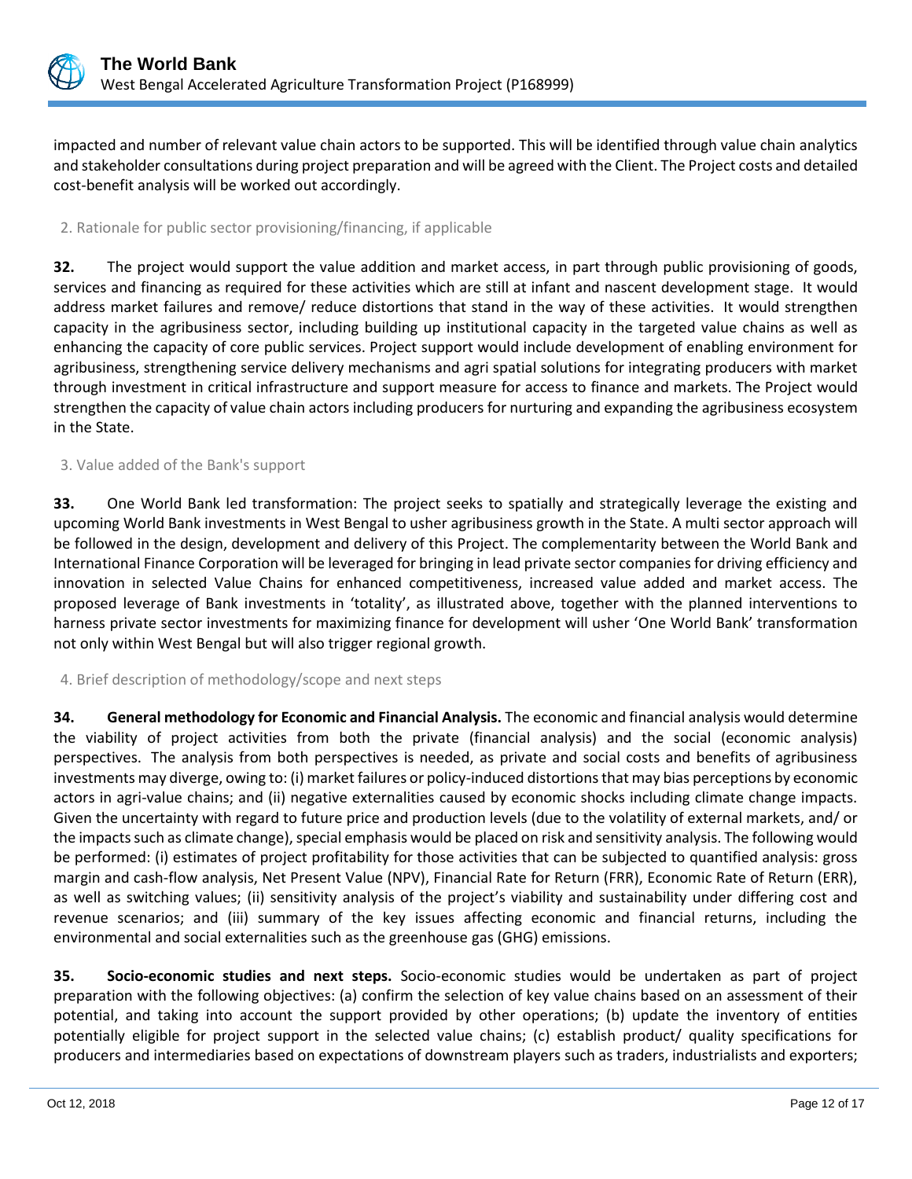impacted and number of relevant value chain actors to be supported. This will be identified through value chain analytics and stakeholder consultations during project preparation and will be agreed with the Client. The Project costs and detailed cost-benefit analysis will be worked out accordingly.

2. Rationale for public sector provisioning/financing, if applicable

**32.** The project would support the value addition and market access, in part through public provisioning of goods, services and financing as required for these activities which are still at infant and nascent development stage. It would address market failures and remove/ reduce distortions that stand in the way of these activities. It would strengthen capacity in the agribusiness sector, including building up institutional capacity in the targeted value chains as well as enhancing the capacity of core public services. Project support would include development of enabling environment for agribusiness, strengthening service delivery mechanisms and agri spatial solutions for integrating producers with market through investment in critical infrastructure and support measure for access to finance and markets. The Project would strengthen the capacity of value chain actors including producers for nurturing and expanding the agribusiness ecosystem in the State.

3. Value added of the Bank's support

**33.** One World Bank led transformation: The project seeks to spatially and strategically leverage the existing and upcoming World Bank investments in West Bengal to usher agribusiness growth in the State. A multi sector approach will be followed in the design, development and delivery of this Project. The complementarity between the World Bank and International Finance Corporation will be leveraged for bringing in lead private sector companies for driving efficiency and innovation in selected Value Chains for enhanced competitiveness, increased value added and market access. The proposed leverage of Bank investments in 'totality', as illustrated above, together with the planned interventions to harness private sector investments for maximizing finance for development will usher 'One World Bank' transformation not only within West Bengal but will also trigger regional growth.

4. Brief description of methodology/scope and next steps

**34. General methodology for Economic and Financial Analysis.** The economic and financial analysis would determine the viability of project activities from both the private (financial analysis) and the social (economic analysis) perspectives. The analysis from both perspectives is needed, as private and social costs and benefits of agribusiness investments may diverge, owing to: (i) market failures or policy-induced distortions that may bias perceptions by economic actors in agri-value chains; and (ii) negative externalities caused by economic shocks including climate change impacts. Given the uncertainty with regard to future price and production levels (due to the volatility of external markets, and/ or the impacts such as climate change), special emphasis would be placed on risk and sensitivity analysis. The following would be performed: (i) estimates of project profitability for those activities that can be subjected to quantified analysis: gross margin and cash-flow analysis, Net Present Value (NPV), Financial Rate for Return (FRR), Economic Rate of Return (ERR), as well as switching values; (ii) sensitivity analysis of the project's viability and sustainability under differing cost and revenue scenarios; and (iii) summary of the key issues affecting economic and financial returns, including the environmental and social externalities such as the greenhouse gas (GHG) emissions.

**35. Socio-economic studies and next steps.** Socio-economic studies would be undertaken as part of project preparation with the following objectives: (a) confirm the selection of key value chains based on an assessment of their potential, and taking into account the support provided by other operations; (b) update the inventory of entities potentially eligible for project support in the selected value chains; (c) establish product/ quality specifications for producers and intermediaries based on expectations of downstream players such as traders, industrialists and exporters;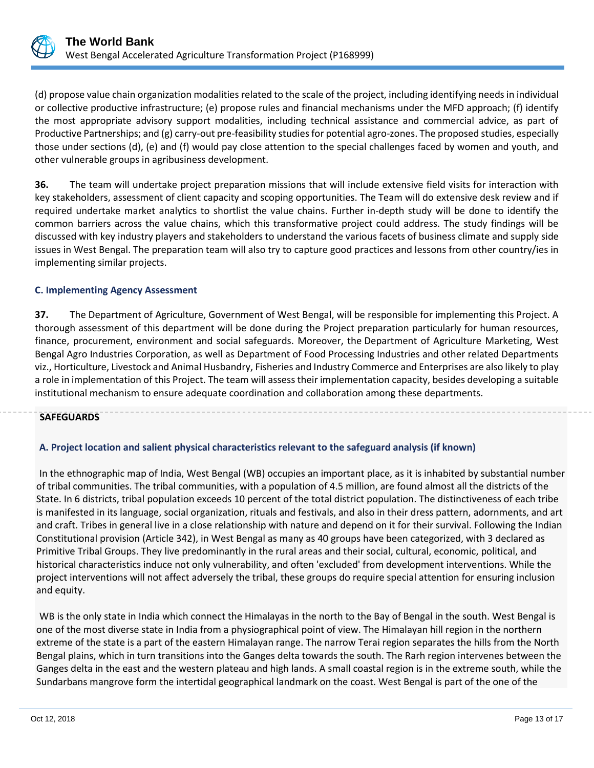(d) propose value chain organization modalities related to the scale of the project, including identifying needs in individual or collective productive infrastructure; (e) propose rules and financial mechanisms under the MFD approach; (f) identify the most appropriate advisory support modalities, including technical assistance and commercial advice, as part of Productive Partnerships; and (g) carry-out pre-feasibility studies for potential agro-zones. The proposed studies, especially those under sections (d), (e) and (f) would pay close attention to the special challenges faced by women and youth, and other vulnerable groups in agribusiness development.

**36.** The team will undertake project preparation missions that will include extensive field visits for interaction with key stakeholders, assessment of client capacity and scoping opportunities. The Team will do extensive desk review and if required undertake market analytics to shortlist the value chains. Further in-depth study will be done to identify the common barriers across the value chains, which this transformative project could address. The study findings will be discussed with key industry players and stakeholders to understand the various facets of business climate and supply side issues in West Bengal. The preparation team will also try to capture good practices and lessons from other country/ies in implementing similar projects.

### C. Implementing Agency Assessment

**37.** The Department of Agriculture, Government of West Bengal, will be responsible for implementing this Project. A thorough assessment of this department will be done during the Project preparation particularly for human resources, finance, procurement, environment and social safeguards. Moreover, the Department of Agriculture Marketing, West Bengal Agro Industries Corporation, as well as Department of Food Processing Industries and other related Departments viz., Horticulture, Livestock and Animal Husbandry, Fisheries and Industry Commerce and Enterprises are also likely to play a role in implementation of this Project. The team will assess their implementation capacity, besides developing a suitable institutional mechanism to ensure adequate coordination and collaboration among these departments.

## SAFEGUARDS

### A. Project location and salient physical characteristics relevant to the safeguard analysis (if known)

In the ethnographic map of India, West Bengal (WB) occupies an important place, as it is inhabited by substantial number of tribal communities. The tribal communities, with a population of 4.5 million, are found almost all the districts of the State. In 6 districts, tribal population exceeds 10 percent of the total district population. The distinctiveness of each tribe is manifested in its language, social organization, rituals and festivals, and also in their dress pattern, adornments, and art and craft. Tribes in general live in a close relationship with nature and depend on it for their survival. Following the Indian Constitutional provision (Article 342), in West Bengal as many as 40 groups have been categorized, with 3 declared as Primitive Tribal Groups. They live predominantly in the rural areas and their social, cultural, economic, political, and historical characteristics induce not only vulnerability, and often 'excluded' from development interventions. While the project interventions will not affect adversely the tribal, these groups do require special attention for ensuring inclusion and equity.

WB is the only state in India which connect the Himalayas in the north to the Bay of Bengal in the south. West Bengal is one of the most diverse state in India from a physiographical point of view. The Himalayan hill region in the northern extreme of the state is a part of the eastern Himalayan range. The narrow Terai region separates the hills from the North Bengal plains, which in turn transitions into the Ganges delta towards the south. The Rarh region intervenes between the Ganges delta in the east and the western plateau and high lands. A small coastal region is in the extreme south, while the Sundarbans mangrove form the intertidal geographical landmark on the coast. West Bengal is part of the one of the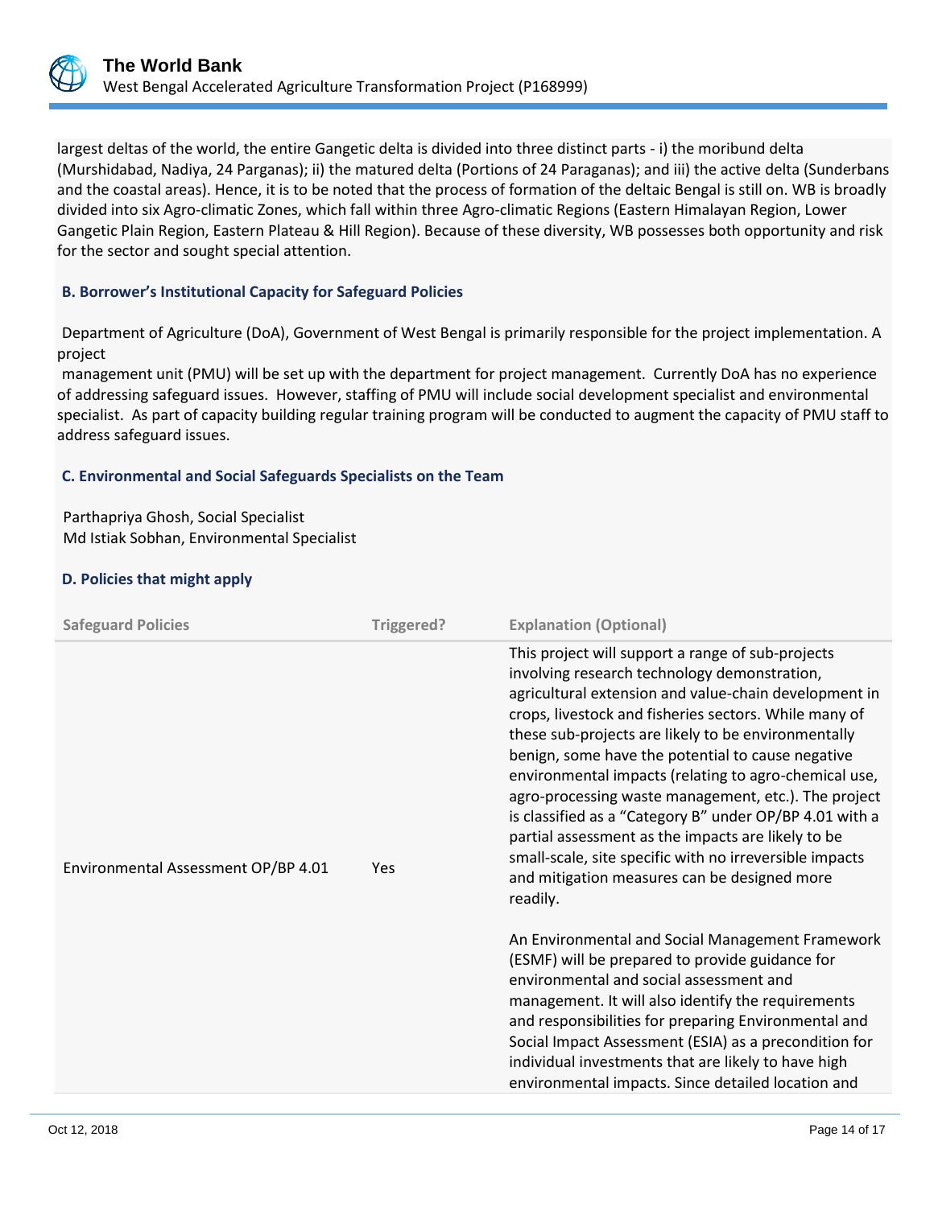largest deltas of the world, the entire Gangetic delta is divided into three distinct parts - i) the moribund delta (Murshidabad, Nadiya, 24 Parganas); ii) the matured delta (Portions of 24 Paraganas); and iii) the active delta (Sunderbans and the coastal areas). Hence, it is to be noted that the process of formation of the deltaic Bengal is still on. WB is broadly divided into six Agro-climatic Zones, which fall within three Agro-climatic Regions (Eastern Himalayan Region, Lower Gangetic Plain Region, Eastern Plateau & Hill Region). Because of these diversity, WB possesses both opportunity and risk for the sector and sought special attention.

### B. Borrower's Institutional Capacity for Safeguard Policies

Department of Agriculture (DoA), Government of West Bengal is primarily responsible for the project implementation. A project
management unit (PMU) will be set up with the department for project management. Currently DoA has no experience of addressing safeguard issues. However, staffing of PMU will include social development specialist and environmental specialist. As part of capacity building regular training program will be conducted to augment the capacity of PMU staff to address safeguard issues.

### C. Environmental and Social Safeguards Specialists on the Team

Parthapriya Ghosh, Social Specialist
Md Istiak Sobhan, Environmental Specialist

### D. Policies that might apply

| Safeguard Policies | Triggered? | Explanation (Optional) |
|---|---|---|
| Environmental Assessment OP/BP 4.01 | Yes | This project will support a range of sub-projects involving research technology demonstration, agricultural extension and value-chain development in crops, livestock and fisheries sectors. While many of these sub-projects are likely to be environmentally benign, some have the potential to cause negative environmental impacts (relating to agro-chemical use, agro-processing waste management, etc.). The project is classified as a "Category B" under OP/BP 4.01 with a partial assessment as the impacts are likely to be small-scale, site specific with no irreversible impacts and mitigation measures can be designed more readily.<br><br>An Environmental and Social Management Framework (ESMF) will be prepared to provide guidance for environmental and social assessment and management. It will also identify the requirements and responsibilities for preparing Environmental and Social Impact Assessment (ESIA) as a precondition for individual investments that are likely to have high environmental impacts. Since detailed location and |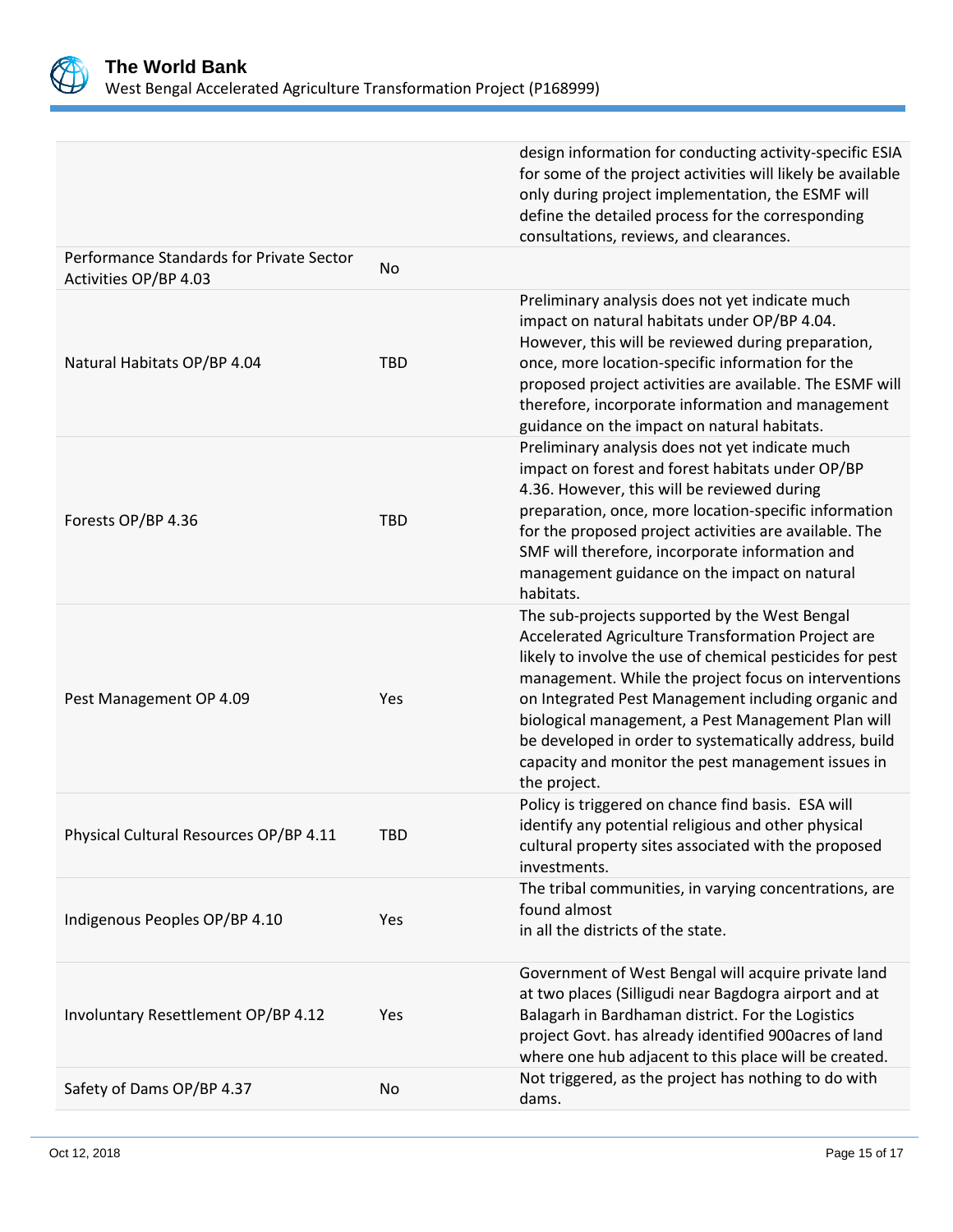| | | |
|---|---|---|
| | | design information for conducting activity-specific ESIA for some of the project activities will likely be available only during project implementation, the ESMF will define the detailed process for the corresponding consultations, reviews, and clearances. |
| Performance Standards for Private Sector Activities OP/BP 4.03 | No | |
| Natural Habitats OP/BP 4.04 | TBD | Preliminary analysis does not yet indicate much impact on natural habitats under OP/BP 4.04. However, this will be reviewed during preparation, once, more location-specific information for the proposed project activities are available. The ESMF will therefore, incorporate information and management guidance on the impact on natural habitats. |
| Forests OP/BP 4.36 | TBD | Preliminary analysis does not yet indicate much impact on forest and forest habitats under OP/BP 4.36. However, this will be reviewed during preparation, once, more location-specific information for the proposed project activities are available. The SMF will therefore, incorporate information and management guidance on the impact on natural habitats. |
| Pest Management OP 4.09 | Yes | The sub-projects supported by the West Bengal Accelerated Agriculture Transformation Project are likely to involve the use of chemical pesticides for pest management. While the project focus on interventions on Integrated Pest Management including organic and biological management, a Pest Management Plan will be developed in order to systematically address, build capacity and monitor the pest management issues in the project. |
| Physical Cultural Resources OP/BP 4.11 | TBD | Policy is triggered on chance find basis. ESA will identify any potential religious and other physical cultural property sites associated with the proposed investments. |
| Indigenous Peoples OP/BP 4.10 | Yes | The tribal communities, in varying concentrations, are found almost in all the districts of the state. |
| Involuntary Resettlement OP/BP 4.12 | Yes | Government of West Bengal will acquire private land at two places (Silligudi near Bagdogra airport and at Balagarh in Bardhaman district. For the Logistics project Govt. has already identified 900acres of land where one hub adjacent to this place will be created. |
| Safety of Dams OP/BP 4.37 | No | Not triggered, as the project has nothing to do with dams. |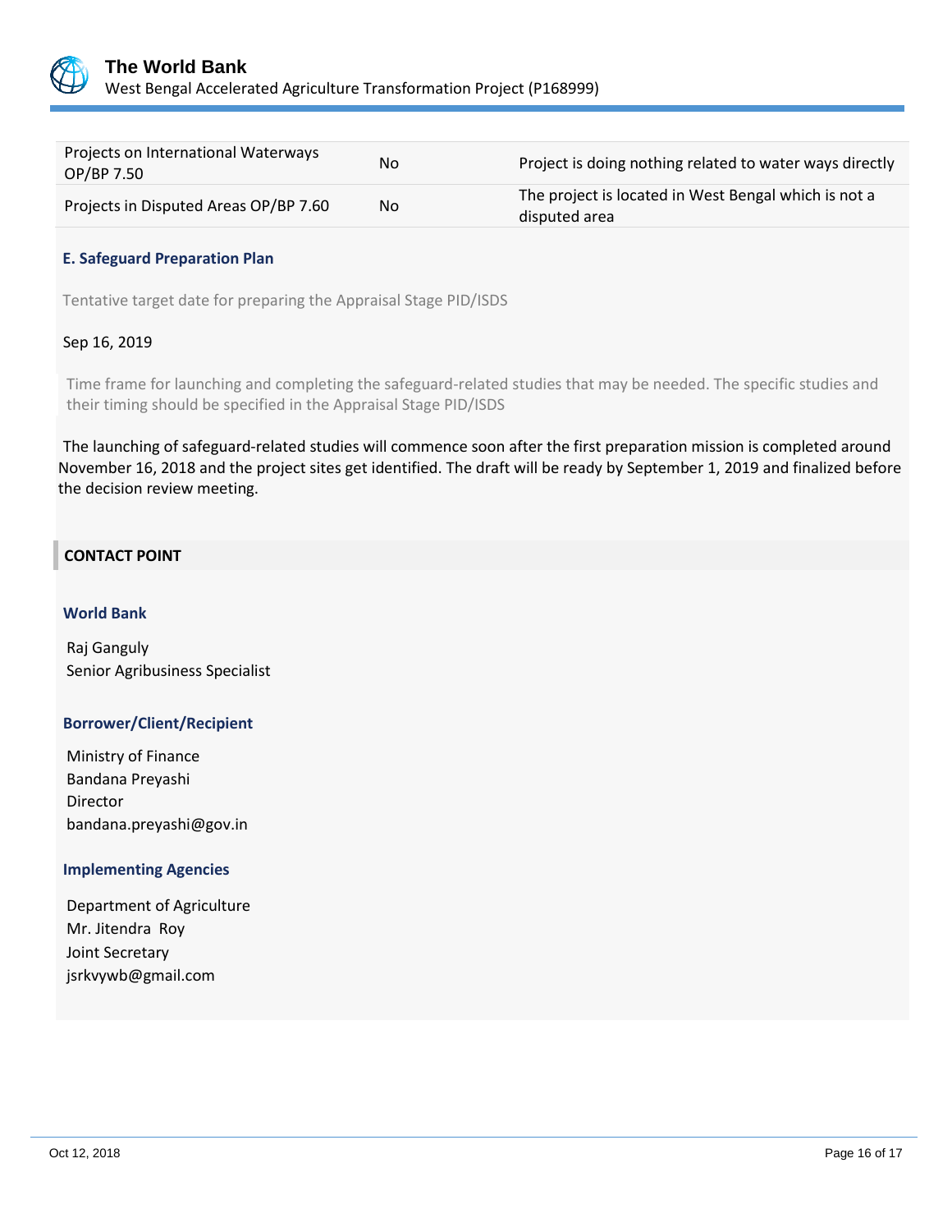| | | |
|---|---|---|
| Projects on International Waterways OP/BP 7.50 | No | Project is doing nothing related to water ways directly |
| Projects in Disputed Areas OP/BP 7.60 | No | The project is located in West Bengal which is not a disputed area |

### E. Safeguard Preparation Plan

Tentative target date for preparing the Appraisal Stage PID/ISDS

Sep 16, 2019

Time frame for launching and completing the safeguard-related studies that may be needed. The specific studies and their timing should be specified in the Appraisal Stage PID/ISDS

The launching of safeguard-related studies will commence soon after the first preparation mission is completed around November 16, 2018 and the project sites get identified. The draft will be ready by September 1, 2019 and finalized before the decision review meeting.

## CONTACT POINT

### World Bank

Raj Ganguly
Senior Agribusiness Specialist

### Borrower/Client/Recipient

Ministry of Finance
Bandana Preyashi
Director
bandana.preyashi@gov.in

### Implementing Agencies

Department of Agriculture
Mr. Jitendra Roy
Joint Secretary
jsrkvywb@gmail.com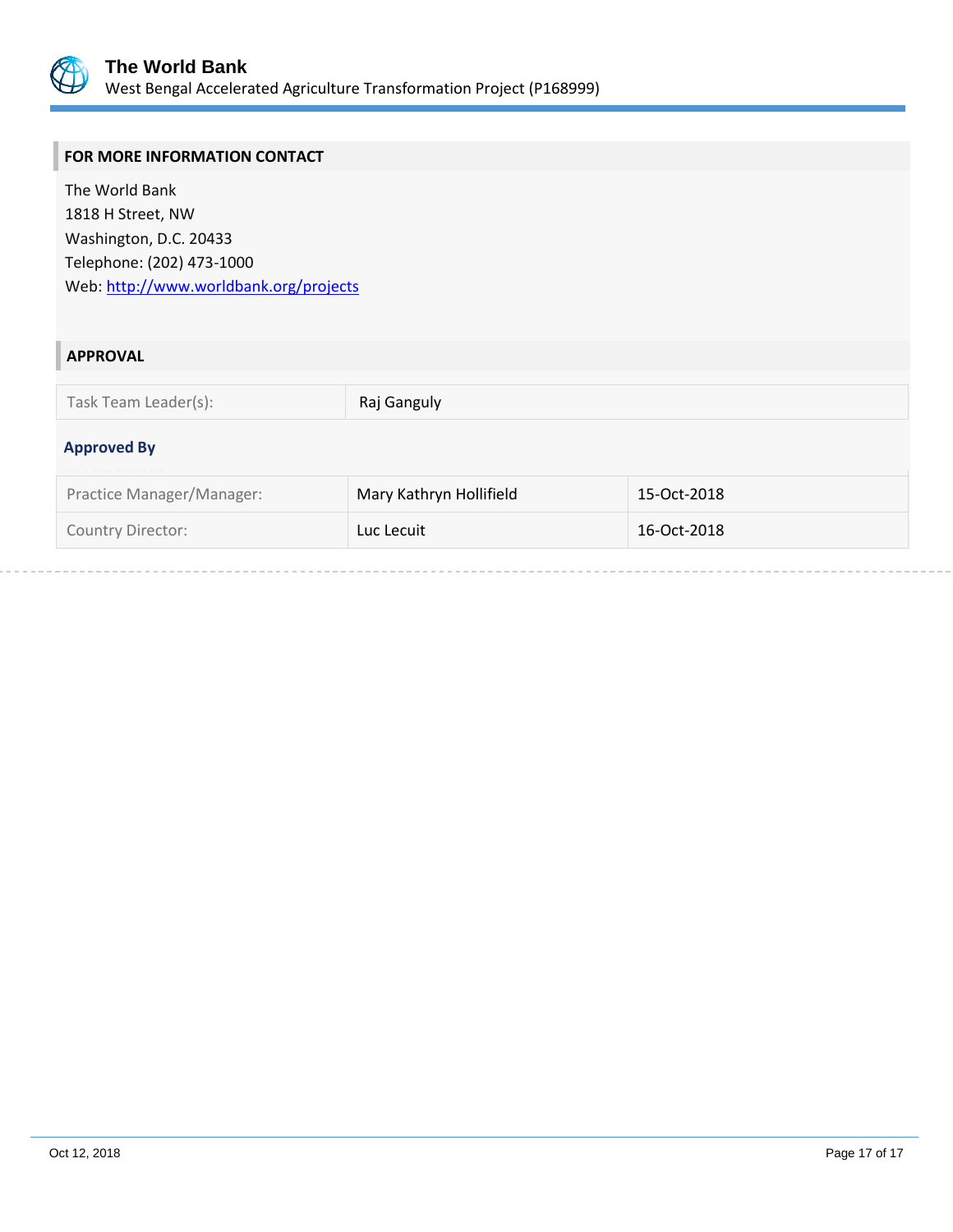## FOR MORE INFORMATION CONTACT

The World Bank
1818 H Street, NW
Washington, D.C. 20433
Telephone: (202) 473-1000
Web: http://www.worldbank.org/projects

## APPROVAL

| | |
|---|---|
| Task Team Leader(s): | Raj Ganguly |

### Approved By

| | | |
|---|---|---|
| Practice Manager/Manager: | Mary Kathryn Hollifield | 15-Oct-2018 |
| Country Director: | Luc Lecuit | 16-Oct-2018 |